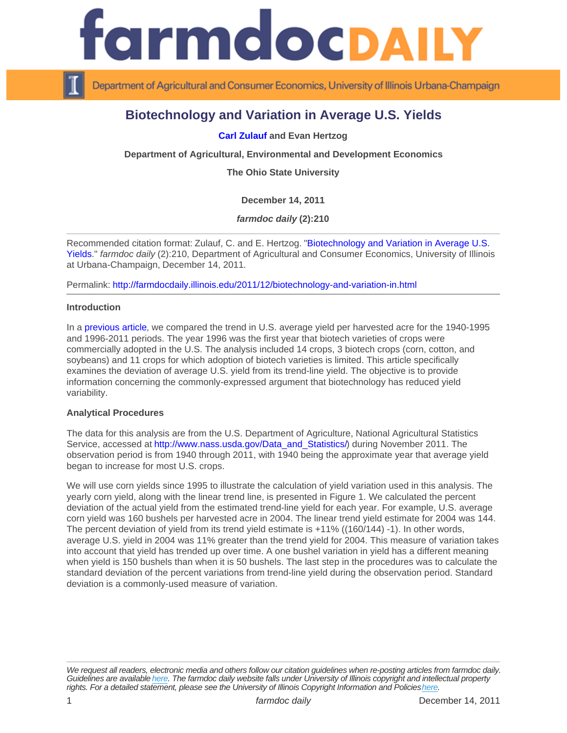# Biotechnology and Variation in Average U.S. Yields

**Carl Zulauf and Evan Hertzog**

**Department of Agricultural, Environmental and Development Economics**

**The Ohio State University**

**December 14, 2011**

***farmdoc daily* (2):210**

---

Recommended citation format: Zulauf, C. and E. Hertzog. "Biotechnology and Variation in Average U.S. Yields." *farmdoc daily* (2):210, Department of Agricultural and Consumer Economics, University of Illinois at Urbana-Champaign, December 14, 2011.

Permalink: http://farmdocdaily.illinois.edu/2011/12/biotechnology-and-variation-in.html

---

**Introduction**

In a previous article, we compared the trend in U.S. average yield per harvested acre for the 1940-1995 and 1996-2011 periods. The year 1996 was the first year that biotech varieties of crops were commercially adopted in the U.S. The analysis included 14 crops, 3 biotech crops (corn, cotton, and soybeans) and 11 crops for which adoption of biotech varieties is limited. This article specifically examines the deviation of average U.S. yield from its trend-line yield. The objective is to provide information concerning the commonly-expressed argument that biotechnology has reduced yield variability.

**Analytical Procedures**

The data for this analysis are from the U.S. Department of Agriculture, National Agricultural Statistics Service, accessed at http://www.nass.usda.gov/Data_and_Statistics/) during November 2011. The observation period is from 1940 through 2011, with 1940 being the approximate year that average yield began to increase for most U.S. crops.

We will use corn yields since 1995 to illustrate the calculation of yield variation used in this analysis. The yearly corn yield, along with the linear trend line, is presented in Figure 1. We calculated the percent deviation of the actual yield from the estimated trend-line yield for each year. For example, U.S. average corn yield was 160 bushels per harvested acre in 2004. The linear trend yield estimate for 2004 was 144. The percent deviation of yield from its trend yield estimate is +11% ((160/144) -1). In other words, average U.S. yield in 2004 was 11% greater than the trend yield for 2004. This measure of variation takes into account that yield has trended up over time. A one bushel variation in yield has a different meaning when yield is 150 bushels than when it is 50 bushels. The last step in the procedures was to calculate the standard deviation of the percent variations from trend-line yield during the observation period. Standard deviation is a commonly-used measure of variation.

---

*We request all readers, electronic media and others follow our citation guidelines when re-posting articles from farmdoc daily. Guidelines are available here. The farmdoc daily website falls under University of Illinois copyright and intellectual property rights. For a detailed statement, please see the University of Illinois Copyright Information and Policies here.*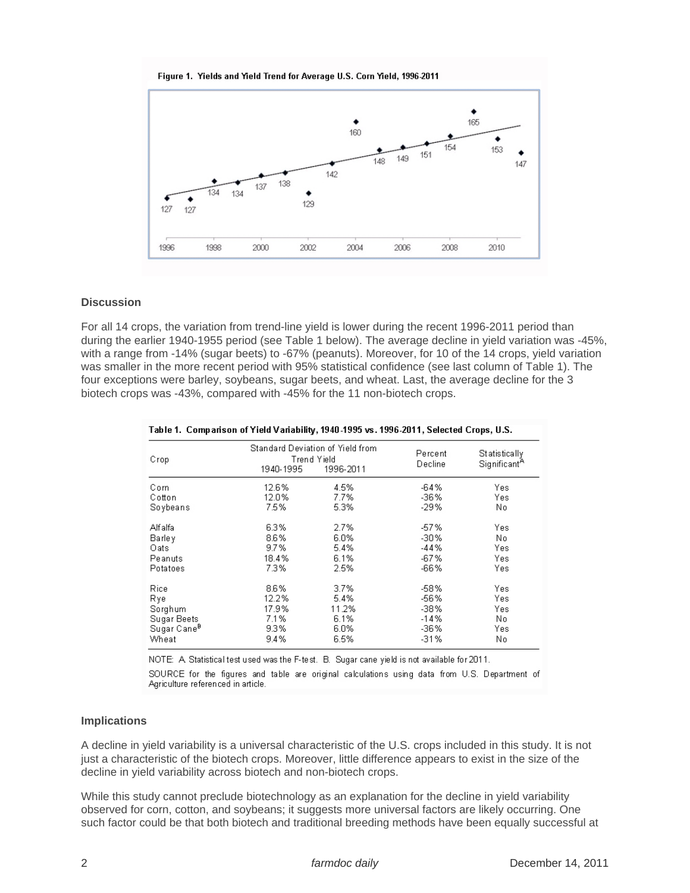**Figure 1. Yields and Yield Trend for Average U.S. Corn Yield, 1996-2011**

### Discussion

For all 14 crops, the variation from trend-line yield is lower during the recent 1996-2011 period than during the earlier 1940-1955 period (see Table 1 below). The average decline in yield variation was -45%, with a range from -14% (sugar beets) to -67% (peanuts). Moreover, for 10 of the 14 crops, yield variation was smaller in the more recent period with 95% statistical confidence (see last column of Table 1). The four exceptions were barley, soybeans, sugar beets, and wheat. Last, the average decline for the 3 biotech crops was -43%, compared with -45% for the 11 non-biotech crops.

**Table 1. Comparison of Yield Variability, 1940-1995 vs. 1996-2011, Selected Crops, U.S.**

| Crop | Standard Deviation of Yield from Trend Yield | | Percent Decline | Statistically Significant[A] |
|---|---|---|---|---|
| | 1940-1995 | 1996-2011 | | |
| Corn | 12.6% | 4.5% | -64% | Yes |
| Cotton | 12.0% | 7.7% | -36% | Yes |
| Soybeans | 7.5% | 5.3% | -29% | No |
| Alfalfa | 6.3% | 2.7% | -57% | Yes |
| Barley | 8.6% | 6.0% | -30% | No |
| Oats | 9.7% | 5.4% | -44% | Yes |
| Peanuts | 18.4% | 6.1% | -67% | Yes |
| Potatoes | 7.3% | 2.5% | -66% | Yes |
| Rice | 8.6% | 3.7% | -58% | Yes |
| Rye | 12.2% | 5.4% | -56% | Yes |
| Sorghum | 17.9% | 11.2% | -38% | Yes |
| Sugar Beets | 7.1% | 6.1% | -14% | No |
| Sugar Cane[B] | 9.3% | 6.0% | -36% | Yes |
| Wheat | 9.4% | 6.5% | -31% | No |

NOTE: A. Statistical test used was the F-test. B. Sugar cane yield is not available for 2011.

SOURCE for the figures and table are original calculations using data from U.S. Department of Agriculture referenced in article.

### Implications

A decline in yield variability is a universal characteristic of the U.S. crops included in this study. It is not just a characteristic of the biotech crops. Moreover, little difference appears to exist in the size of the decline in yield variability across biotech and non-biotech crops.

While this study cannot preclude biotechnology as an explanation for the decline in yield variability observed for corn, cotton, and soybeans; it suggests more universal factors are likely occurring. One such factor could be that both biotech and traditional breeding methods have been equally successful at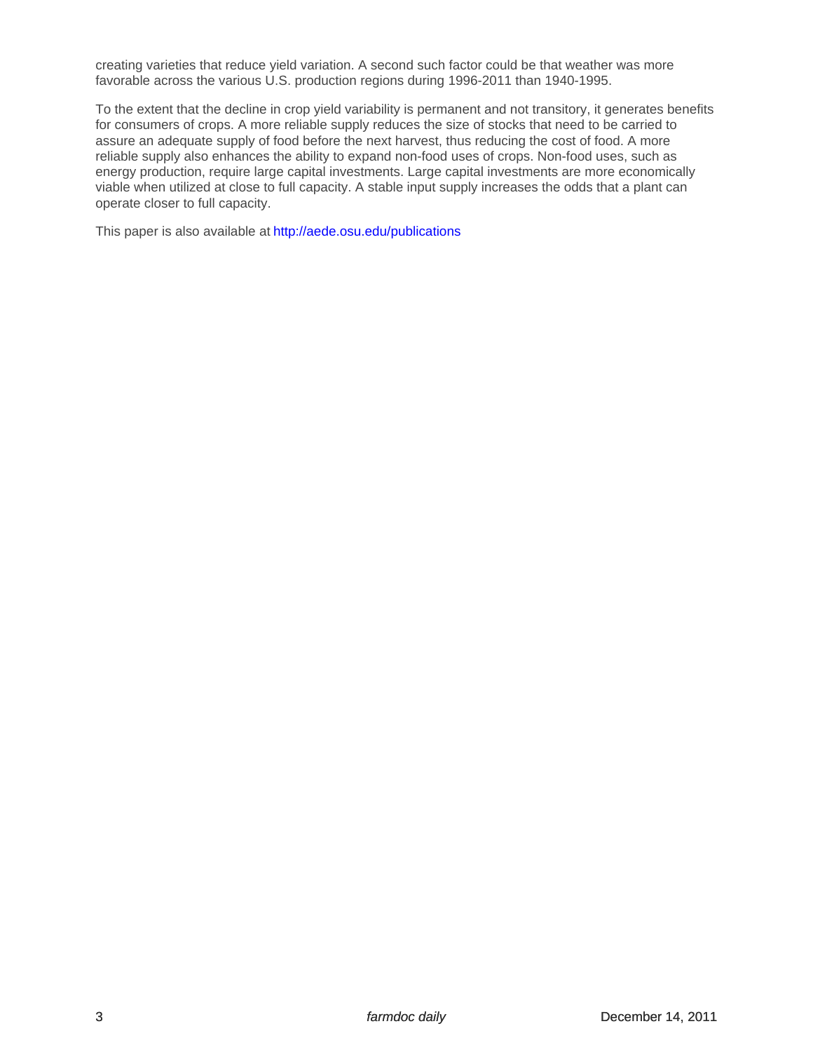creating varieties that reduce yield variation. A second such factor could be that weather was more favorable across the various U.S. production regions during 1996-2011 than 1940-1995.

To the extent that the decline in crop yield variability is permanent and not transitory, it generates benefits for consumers of crops. A more reliable supply reduces the size of stocks that need to be carried to assure an adequate supply of food before the next harvest, thus reducing the cost of food. A more reliable supply also enhances the ability to expand non-food uses of crops. Non-food uses, such as energy production, require large capital investments. Large capital investments are more economically viable when utilized at close to full capacity. A stable input supply increases the odds that a plant can operate closer to full capacity.

This paper is also available at http://aede.osu.edu/publications